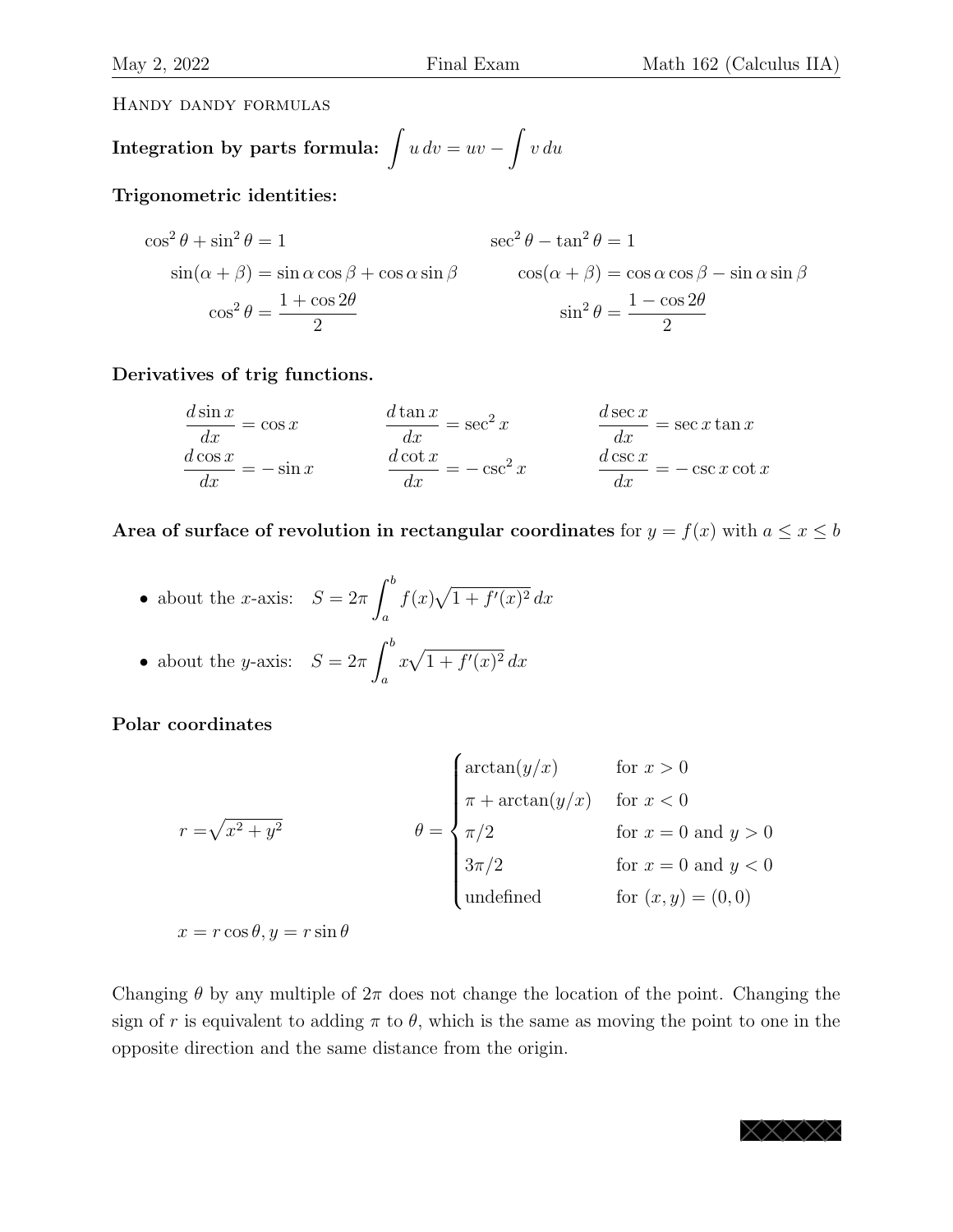## Handy dandy formulas

**Integration by parts formula:** $\displaystyle\int u\,dv = uv - \int v\,du$

**Trigonometric identities:**

$$\cos^2\theta + \sin^2\theta = 1 \qquad \sec^2\theta - \tan^2\theta = 1$$

$$\sin(\alpha+\beta) = \sin\alpha\cos\beta + \cos\alpha\sin\beta \qquad \cos(\alpha+\beta) = \cos\alpha\cos\beta - \sin\alpha\sin\beta$$

$$\cos^2\theta = \frac{1+\cos 2\theta}{2} \qquad \sin^2\theta = \frac{1-\cos 2\theta}{2}$$

**Derivatives of trig functions.**

$$\frac{d\sin x}{dx} = \cos x \qquad \frac{d\tan x}{dx} = \sec^2 x \qquad \frac{d\sec x}{dx} = \sec x\tan x$$

$$\frac{d\cos x}{dx} = -\sin x \qquad \frac{d\cot x}{dx} = -\csc^2 x \qquad \frac{d\csc x}{dx} = -\csc x\cot x$$

**Area of surface of revolution in rectangular coordinates** for $y = f(x)$ with $a \le x \le b$

- about the $x$-axis: $\displaystyle S = 2\pi\int_a^b f(x)\sqrt{1+f'(x)^2}\,dx$
- about the $y$-axis: $\displaystyle S = 2\pi\int_a^b x\sqrt{1+f'(x)^2}\,dx$

**Polar coordinates**

$$r = \sqrt{x^2+y^2} \qquad \theta = \begin{cases} \arctan(y/x) & \text{for } x > 0 \\ \pi + \arctan(y/x) & \text{for } x < 0 \\ \pi/2 & \text{for } x = 0 \text{ and } y > 0 \\ 3\pi/2 & \text{for } x = 0 \text{ and } y < 0 \\ \text{undefined} & \text{for } (x,y) = (0,0) \end{cases}$$

$x = r\cos\theta, y = r\sin\theta$

Changing $\theta$ by any multiple of $2\pi$ does not change the location of the point. Changing the sign of $r$ is equivalent to adding $\pi$ to $\theta$, which is the same as moving the point to one in the opposite direction and the same distance from the origin.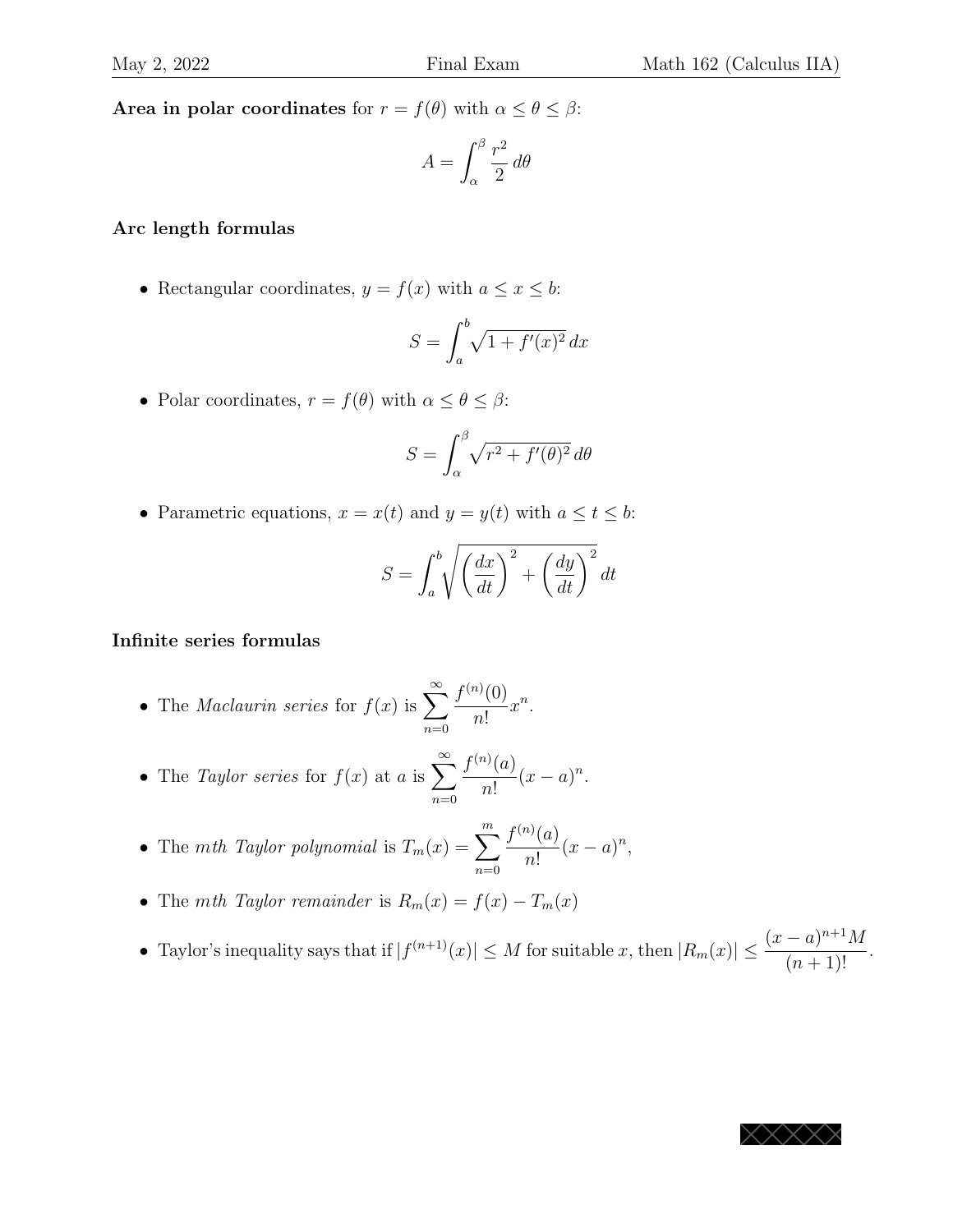**Area in polar coordinates** for $r = f(\theta)$ with $\alpha \leq \theta \leq \beta$:

$$A = \int_{\alpha}^{\beta} \frac{r^2}{2}\, d\theta$$

**Arc length formulas**

- Rectangular coordinates, $y = f(x)$ with $a \leq x \leq b$:

$$S = \int_a^b \sqrt{1 + f'(x)^2}\, dx$$

- Polar coordinates, $r = f(\theta)$ with $\alpha \leq \theta \leq \beta$:

$$S = \int_{\alpha}^{\beta} \sqrt{r^2 + f'(\theta)^2}\, d\theta$$

- Parametric equations, $x = x(t)$ and $y = y(t)$ with $a \leq t \leq b$:

$$S = \int_a^b \sqrt{\left(\frac{dx}{dt}\right)^2 + \left(\frac{dy}{dt}\right)^2}\, dt$$

**Infinite series formulas**

- The *Maclaurin series* for $f(x)$ is $\displaystyle\sum_{n=0}^{\infty} \frac{f^{(n)}(0)}{n!} x^n$.
- The *Taylor series* for $f(x)$ at $a$ is $\displaystyle\sum_{n=0}^{\infty} \frac{f^{(n)}(a)}{n!} (x-a)^n$.
- The *mth Taylor polynomial* is $T_m(x) = \displaystyle\sum_{n=0}^{m} \frac{f^{(n)}(a)}{n!} (x-a)^n$,
- The *mth Taylor remainder* is $R_m(x) = f(x) - T_m(x)$
- Taylor's inequality says that if $|f^{(n+1)}(x)| \leq M$ for suitable $x$, then $|R_m(x)| \leq \dfrac{(x-a)^{n+1} M}{(n+1)!}$.